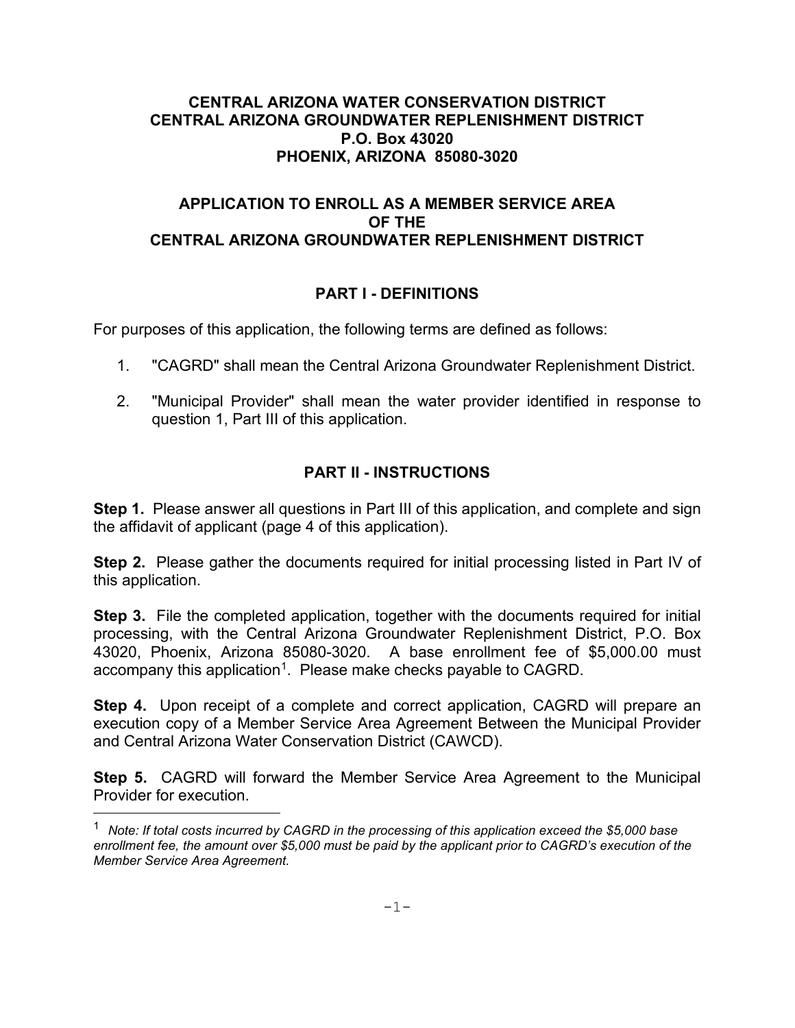# CENTRAL ARIZONA WATER CONSERVATION DISTRICT
# CENTRAL ARIZONA GROUNDWATER REPLENISHMENT DISTRICT

**P.O. Box 43020**
**PHOENIX, ARIZONA 85080-3020**

## APPLICATION TO ENROLL AS A MEMBER SERVICE AREA OF THE CENTRAL ARIZONA GROUNDWATER REPLENISHMENT DISTRICT

## PART I - DEFINITIONS

For purposes of this application, the following terms are defined as follows:

1. "CAGRD" shall mean the Central Arizona Groundwater Replenishment District.
2. "Municipal Provider" shall mean the water provider identified in response to question 1, Part III of this application.

## PART II - INSTRUCTIONS

**Step 1.** Please answer all questions in Part III of this application, and complete and sign the affidavit of applicant (page 4 of this application).

**Step 2.** Please gather the documents required for initial processing listed in Part IV of this application.

**Step 3.** File the completed application, together with the documents required for initial processing, with the Central Arizona Groundwater Replenishment District, P.O. Box 43020, Phoenix, Arizona 85080-3020. A base enrollment fee of $5,000.00 must accompany this application[1]. Please make checks payable to CAGRD.

**Step 4.** Upon receipt of a complete and correct application, CAGRD will prepare an execution copy of a Member Service Area Agreement Between the Municipal Provider and Central Arizona Water Conservation District (CAWCD).

**Step 5.** CAGRD will forward the Member Service Area Agreement to the Municipal Provider for execution.

---

[1] *Note: If total costs incurred by CAGRD in the processing of this application exceed the $5,000 base enrollment fee, the amount over $5,000 must be paid by the applicant prior to CAGRD's execution of the Member Service Area Agreement.*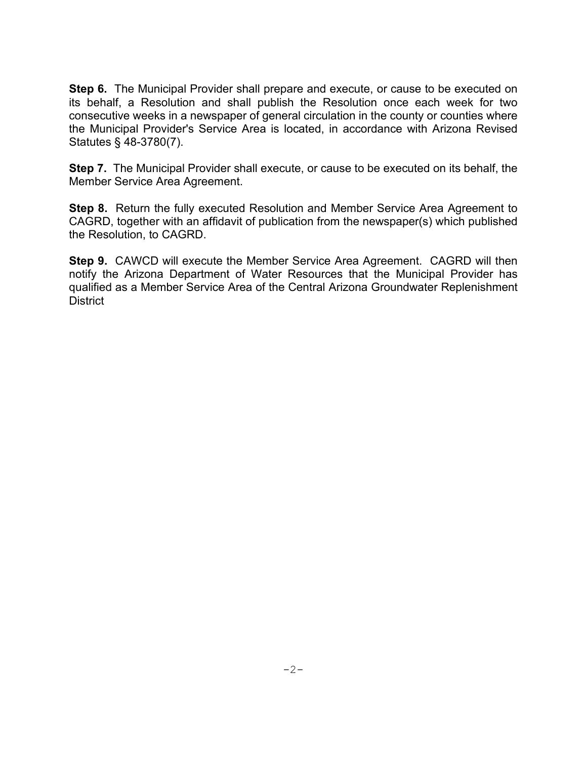**Step 6.** The Municipal Provider shall prepare and execute, or cause to be executed on its behalf, a Resolution and shall publish the Resolution once each week for two consecutive weeks in a newspaper of general circulation in the county or counties where the Municipal Provider's Service Area is located, in accordance with Arizona Revised Statutes § 48-3780(7).

**Step 7.** The Municipal Provider shall execute, or cause to be executed on its behalf, the Member Service Area Agreement.

**Step 8.** Return the fully executed Resolution and Member Service Area Agreement to CAGRD, together with an affidavit of publication from the newspaper(s) which published the Resolution, to CAGRD.

**Step 9.** CAWCD will execute the Member Service Area Agreement. CAGRD will then notify the Arizona Department of Water Resources that the Municipal Provider has qualified as a Member Service Area of the Central Arizona Groundwater Replenishment District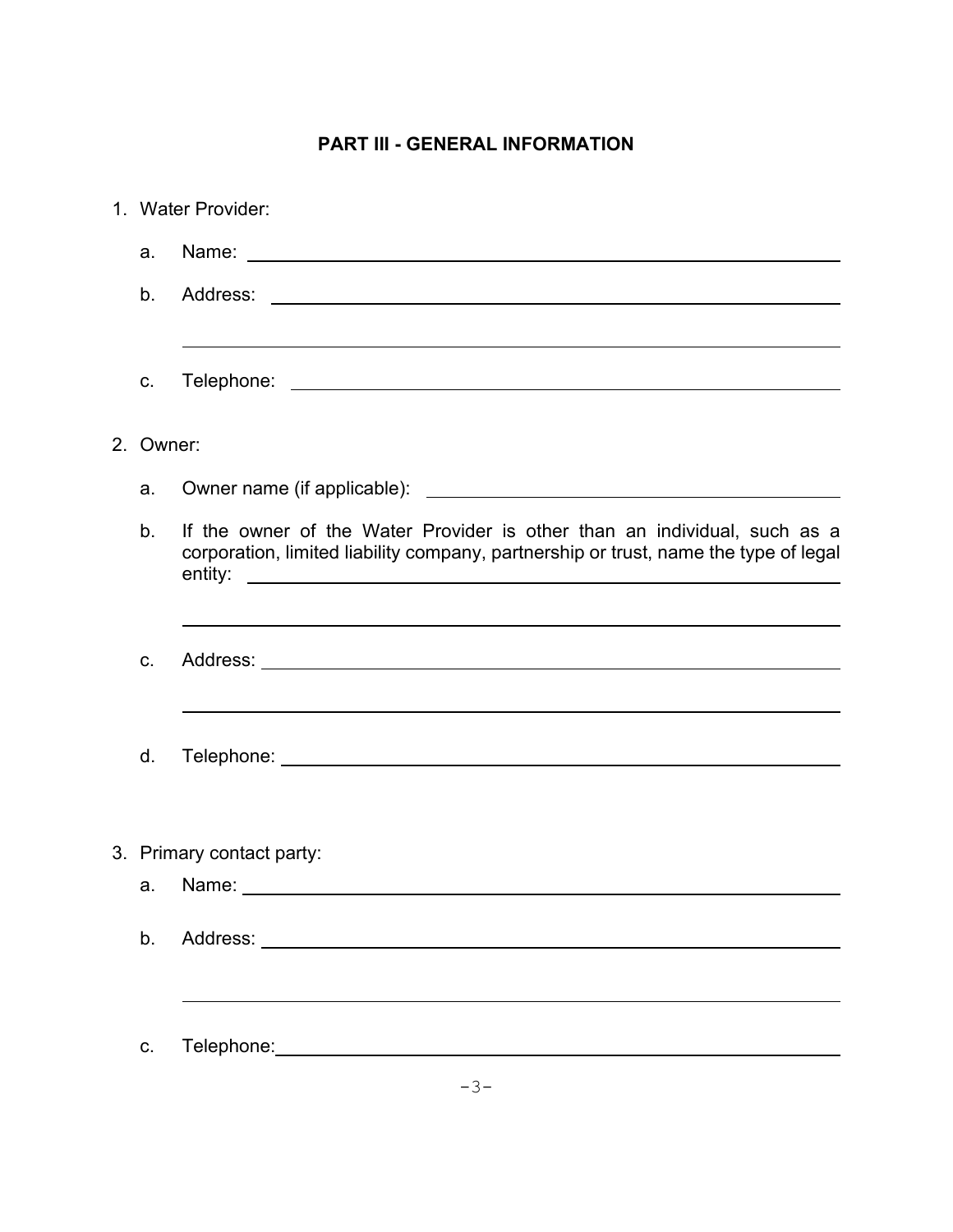## PART III - GENERAL INFORMATION

1. Water Provider:

   a. Name: \_\_\_\_\_\_\_\_\_\_\_\_\_\_\_\_\_\_\_\_\_\_\_\_\_\_\_\_\_\_\_\_\_\_\_\_\_\_\_\_

   b. Address: \_\_\_\_\_\_\_\_\_\_\_\_\_\_\_\_\_\_\_\_\_\_\_\_\_\_\_\_\_\_\_\_\_\_\_\_\_\_\_\_

   \_\_\_\_\_\_\_\_\_\_\_\_\_\_\_\_\_\_\_\_\_\_\_\_\_\_\_\_\_\_\_\_\_\_\_\_\_\_\_\_

   c. Telephone: \_\_\_\_\_\_\_\_\_\_\_\_\_\_\_\_\_\_\_\_\_\_\_\_\_\_\_\_\_\_\_\_\_\_\_\_\_\_\_\_

2. Owner:

   a. Owner name (if applicable): \_\_\_\_\_\_\_\_\_\_\_\_\_\_\_\_\_\_\_\_\_\_\_\_\_\_\_\_\_\_

   b. If the owner of the Water Provider is other than an individual, such as a corporation, limited liability company, partnership or trust, name the type of legal entity: \_\_\_\_\_\_\_\_\_\_\_\_\_\_\_\_\_\_\_\_\_\_\_\_\_\_\_\_\_\_\_\_\_\_\_\_\_\_\_\_

   \_\_\_\_\_\_\_\_\_\_\_\_\_\_\_\_\_\_\_\_\_\_\_\_\_\_\_\_\_\_\_\_\_\_\_\_\_\_\_\_

   c. Address: \_\_\_\_\_\_\_\_\_\_\_\_\_\_\_\_\_\_\_\_\_\_\_\_\_\_\_\_\_\_\_\_\_\_\_\_\_\_\_\_

   \_\_\_\_\_\_\_\_\_\_\_\_\_\_\_\_\_\_\_\_\_\_\_\_\_\_\_\_\_\_\_\_\_\_\_\_\_\_\_\_

   d. Telephone: \_\_\_\_\_\_\_\_\_\_\_\_\_\_\_\_\_\_\_\_\_\_\_\_\_\_\_\_\_\_\_\_\_\_\_\_\_\_\_\_

3. Primary contact party:

   a. Name: \_\_\_\_\_\_\_\_\_\_\_\_\_\_\_\_\_\_\_\_\_\_\_\_\_\_\_\_\_\_\_\_\_\_\_\_\_\_\_\_

   b. Address: \_\_\_\_\_\_\_\_\_\_\_\_\_\_\_\_\_\_\_\_\_\_\_\_\_\_\_\_\_\_\_\_\_\_\_\_\_\_\_\_

   \_\_\_\_\_\_\_\_\_\_\_\_\_\_\_\_\_\_\_\_\_\_\_\_\_\_\_\_\_\_\_\_\_\_\_\_\_\_\_\_

   c. Telephone: \_\_\_\_\_\_\_\_\_\_\_\_\_\_\_\_\_\_\_\_\_\_\_\_\_\_\_\_\_\_\_\_\_\_\_\_\_\_\_\_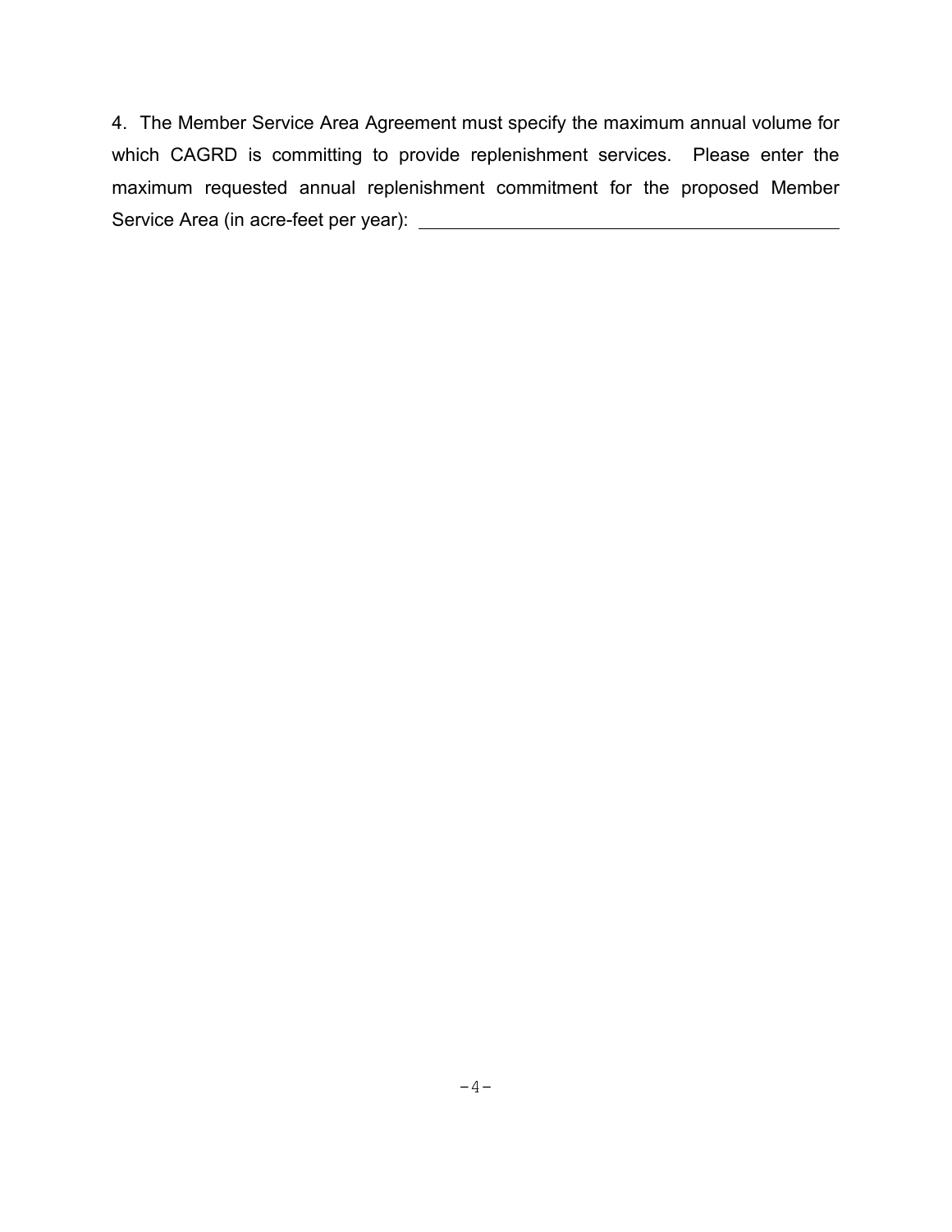4. The Member Service Area Agreement must specify the maximum annual volume for which CAGRD is committing to provide replenishment services. Please enter the maximum requested annual replenishment commitment for the proposed Member Service Area (in acre-feet per year): ______________________________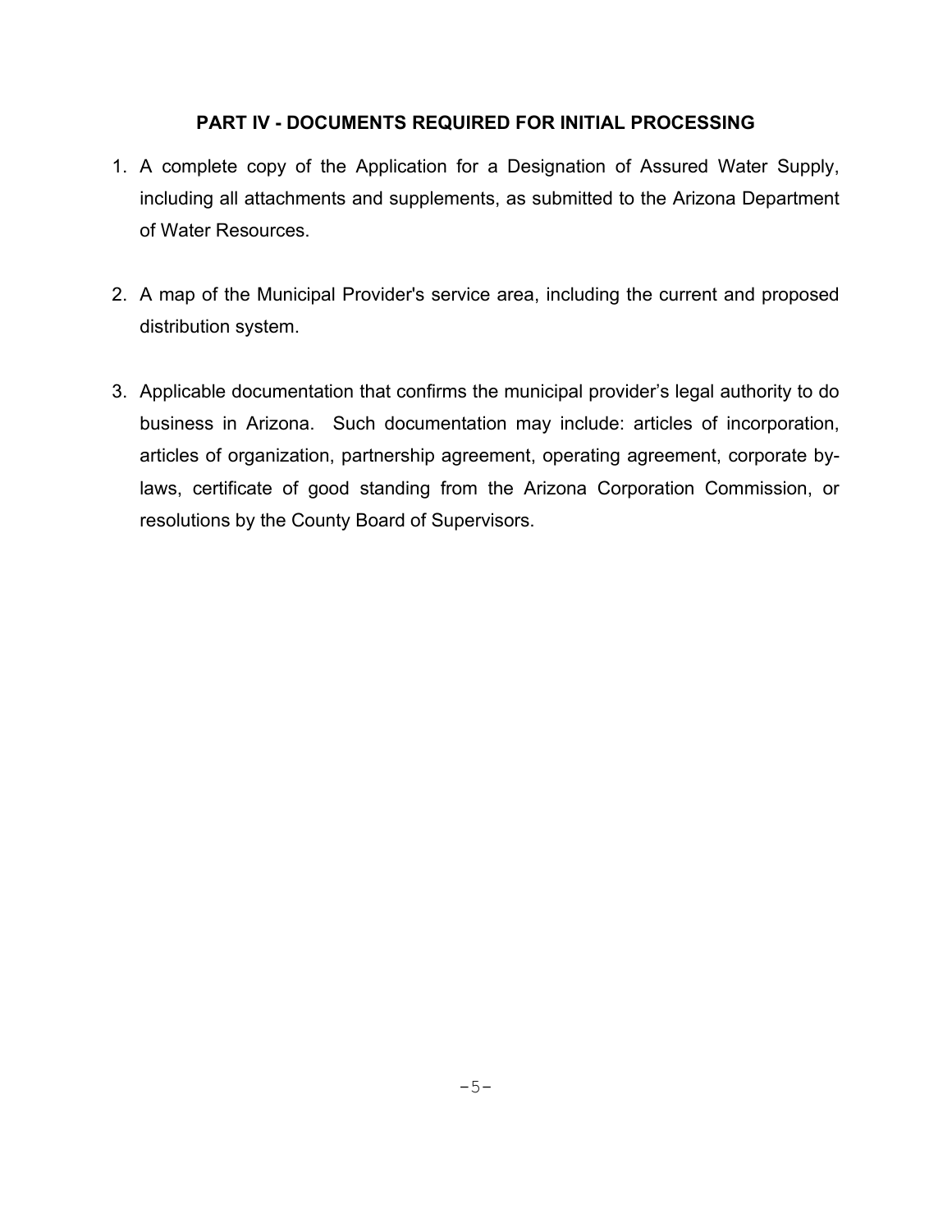## PART IV - DOCUMENTS REQUIRED FOR INITIAL PROCESSING

1. A complete copy of the Application for a Designation of Assured Water Supply, including all attachments and supplements, as submitted to the Arizona Department of Water Resources.

2. A map of the Municipal Provider's service area, including the current and proposed distribution system.

3. Applicable documentation that confirms the municipal provider's legal authority to do business in Arizona. Such documentation may include: articles of incorporation, articles of organization, partnership agreement, operating agreement, corporate by-laws, certificate of good standing from the Arizona Corporation Commission, or resolutions by the County Board of Supervisors.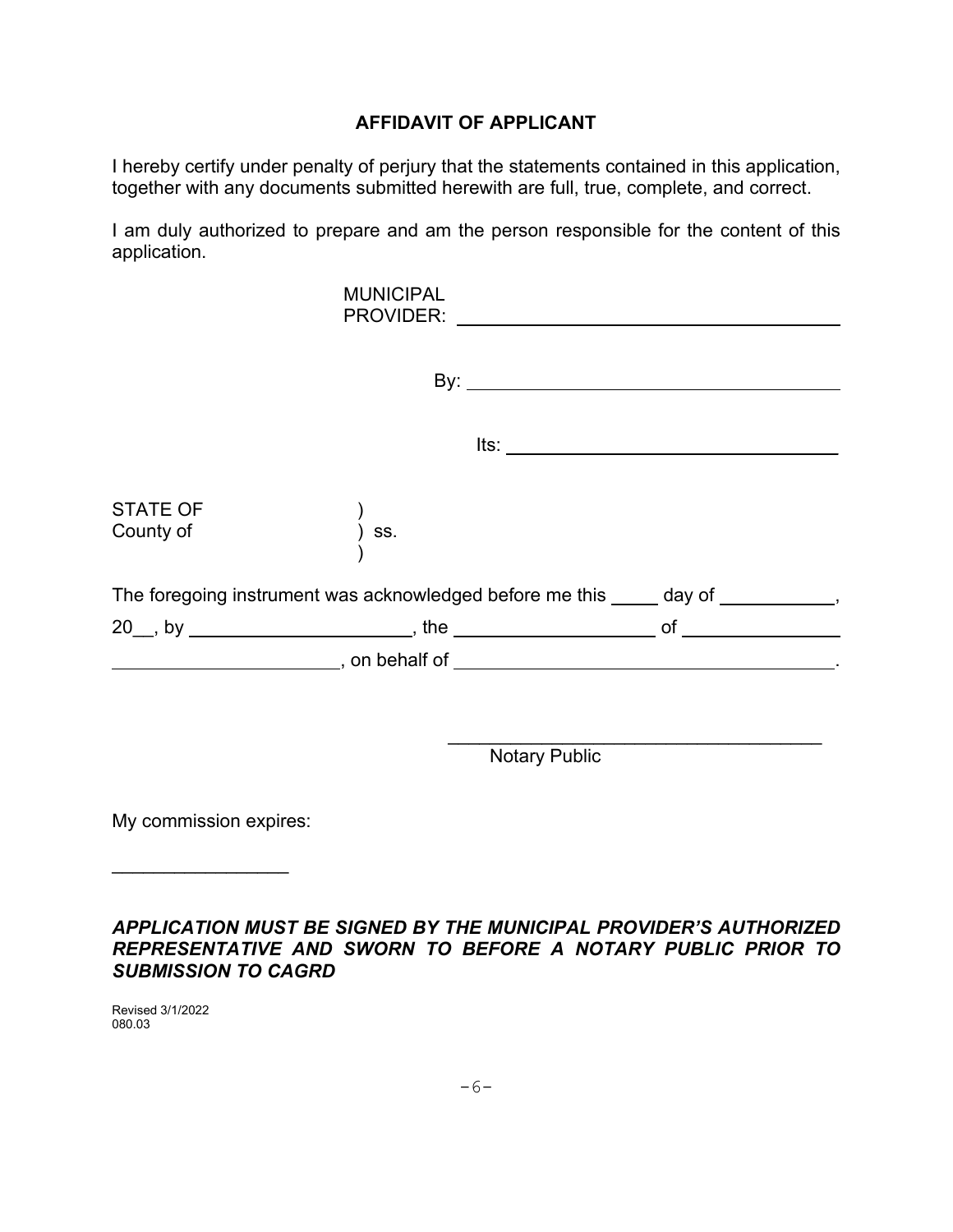## AFFIDAVIT OF APPLICANT

I hereby certify under penalty of perjury that the statements contained in this application, together with any documents submitted herewith are full, true, complete, and correct.

I am duly authorized to prepare and am the person responsible for the content of this application.

MUNICIPAL PROVIDER: ______________________________

By: ______________________________

Its: ______________________________

STATE OF )
County of ) ss.
)

The foregoing instrument was acknowledged before me this _____ day of ___________, 20__, by ______________________, the ____________________ of ________________ ______________________, on behalf of ______________________________________.

______________________________________
Notary Public

My commission expires:

_________________

***APPLICATION MUST BE SIGNED BY THE MUNICIPAL PROVIDER'S AUTHORIZED REPRESENTATIVE AND SWORN TO BEFORE A NOTARY PUBLIC PRIOR TO SUBMISSION TO CAGRD***

Revised 3/1/2022
080.03